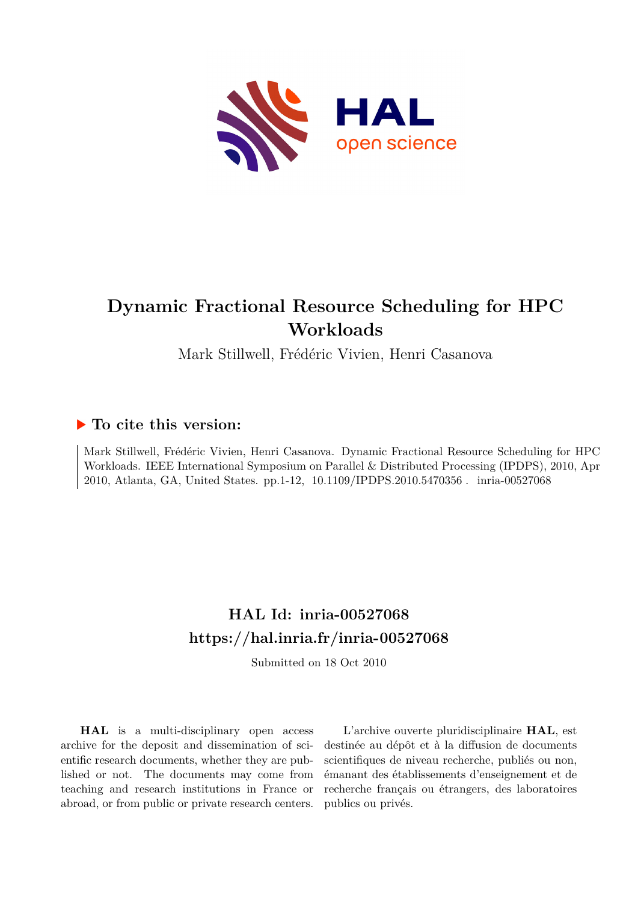# Dynamic Fractional Resource Scheduling for HPC Workloads

Mark Stillwell, Frédéric Vivien, Henri Casanova

## ▶ To cite this version:

Mark Stillwell, Frédéric Vivien, Henri Casanova. Dynamic Fractional Resource Scheduling for HPC Workloads. IEEE International Symposium on Parallel & Distributed Processing (IPDPS), 2010, Apr 2010, Atlanta, GA, United States. pp.1-12, 10.1109/IPDPS.2010.5470356 . inria-00527068

## HAL Id: inria-00527068
## https://hal.inria.fr/inria-00527068

Submitted on 18 Oct 2010

**HAL** is a multi-disciplinary open access archive for the deposit and dissemination of scientific research documents, whether they are published or not. The documents may come from teaching and research institutions in France or abroad, or from public or private research centers.

L'archive ouverte pluridisciplinaire **HAL**, est destinée au dépôt et à la diffusion de documents scientifiques de niveau recherche, publiés ou non, émanant des établissements d'enseignement et de recherche français ou étrangers, des laboratoires publics ou privés.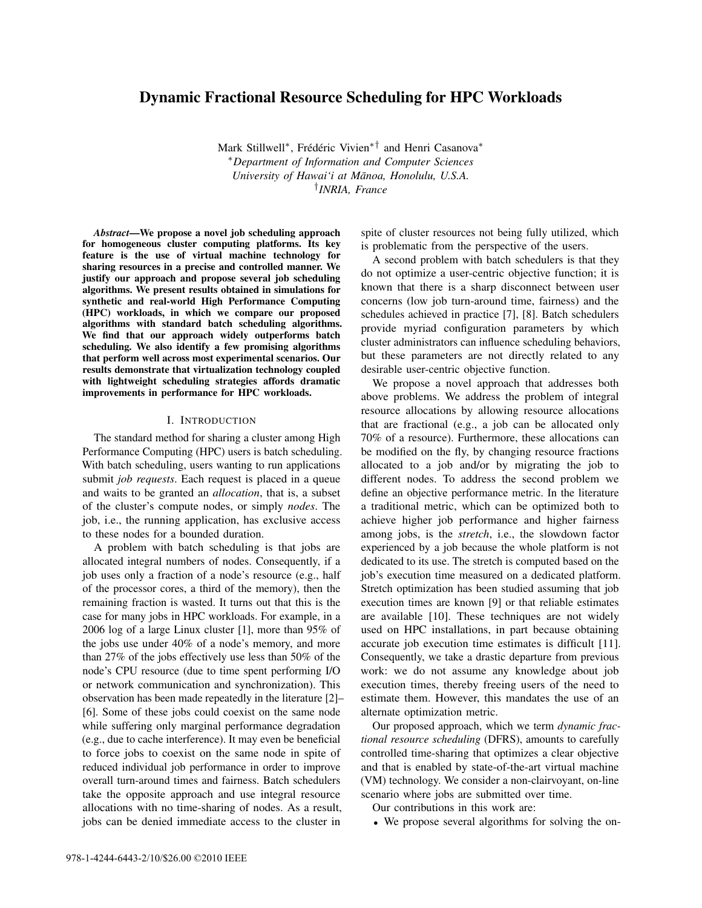# Dynamic Fractional Resource Scheduling for HPC Workloads

Mark Stillwell*, Frédéric Vivien*† and Henri Casanova*

*Department of Information and Computer Sciences
University of Hawai'i at Mānoa, Honolulu, U.S.A.
†INRIA, France

***Abstract*—We propose a novel job scheduling approach for homogeneous cluster computing platforms. Its key feature is the use of virtual machine technology for sharing resources in a precise and controlled manner. We justify our approach and propose several job scheduling algorithms. We present results obtained in simulations for synthetic and real-world High Performance Computing (HPC) workloads, in which we compare our proposed algorithms with standard batch scheduling algorithms. We find that our approach widely outperforms batch scheduling. We also identify a few promising algorithms that perform well across most experimental scenarios. Our results demonstrate that virtualization technology coupled with lightweight scheduling strategies affords dramatic improvements in performance for HPC workloads.**

## I. Introduction

The standard method for sharing a cluster among High Performance Computing (HPC) users is batch scheduling. With batch scheduling, users wanting to run applications submit *job requests*. Each request is placed in a queue and waits to be granted an *allocation*, that is, a subset of the cluster's compute nodes, or simply *nodes*. The job, i.e., the running application, has exclusive access to these nodes for a bounded duration.

A problem with batch scheduling is that jobs are allocated integral numbers of nodes. Consequently, if a job uses only a fraction of a node's resource (e.g., half of the processor cores, a third of the memory), then the remaining fraction is wasted. It turns out that this is the case for many jobs in HPC workloads. For example, in a 2006 log of a large Linux cluster [1], more than 95% of the jobs use under 40% of a node's memory, and more than 27% of the jobs effectively use less than 50% of the node's CPU resource (due to time spent performing I/O or network communication and synchronization). This observation has been made repeatedly in the literature [2]–[6]. Some of these jobs could coexist on the same node while suffering only marginal performance degradation (e.g., due to cache interference). It may even be beneficial to force jobs to coexist on the same node in spite of reduced individual job performance in order to improve overall turn-around times and fairness. Batch schedulers take the opposite approach and use integral resource allocations with no time-sharing of nodes. As a result, jobs can be denied immediate access to the cluster in spite of cluster resources not being fully utilized, which is problematic from the perspective of the users.

A second problem with batch schedulers is that they do not optimize a user-centric objective function; it is known that there is a sharp disconnect between user concerns (low job turn-around time, fairness) and the schedules achieved in practice [7], [8]. Batch schedulers provide myriad configuration parameters by which cluster administrators can influence scheduling behaviors, but these parameters are not directly related to any desirable user-centric objective function.

We propose a novel approach that addresses both above problems. We address the problem of integral resource allocations by allowing resource allocations that are fractional (e.g., a job can be allocated only 70% of a resource). Furthermore, these allocations can be modified on the fly, by changing resource fractions allocated to a job and/or by migrating the job to different nodes. To address the second problem we define an objective performance metric. In the literature a traditional metric, which can be optimized both to achieve higher job performance and higher fairness among jobs, is the *stretch*, i.e., the slowdown factor experienced by a job because the whole platform is not dedicated to its use. The stretch is computed based on the job's execution time measured on a dedicated platform. Stretch optimization has been studied assuming that job execution times are known [9] or that reliable estimates are available [10]. These techniques are not widely used on HPC installations, in part because obtaining accurate job execution time estimates is difficult [11]. Consequently, we take a drastic departure from previous work: we do not assume any knowledge about job execution times, thereby freeing users of the need to estimate them. However, this mandates the use of an alternate optimization metric.

Our proposed approach, which we term *dynamic fractional resource scheduling* (DFRS), amounts to carefully controlled time-sharing that optimizes a clear objective and that is enabled by state-of-the-art virtual machine (VM) technology. We consider a non-clairvoyant, on-line scenario where jobs are submitted over time.

Our contributions in this work are:

- We propose several algorithms for solving the on-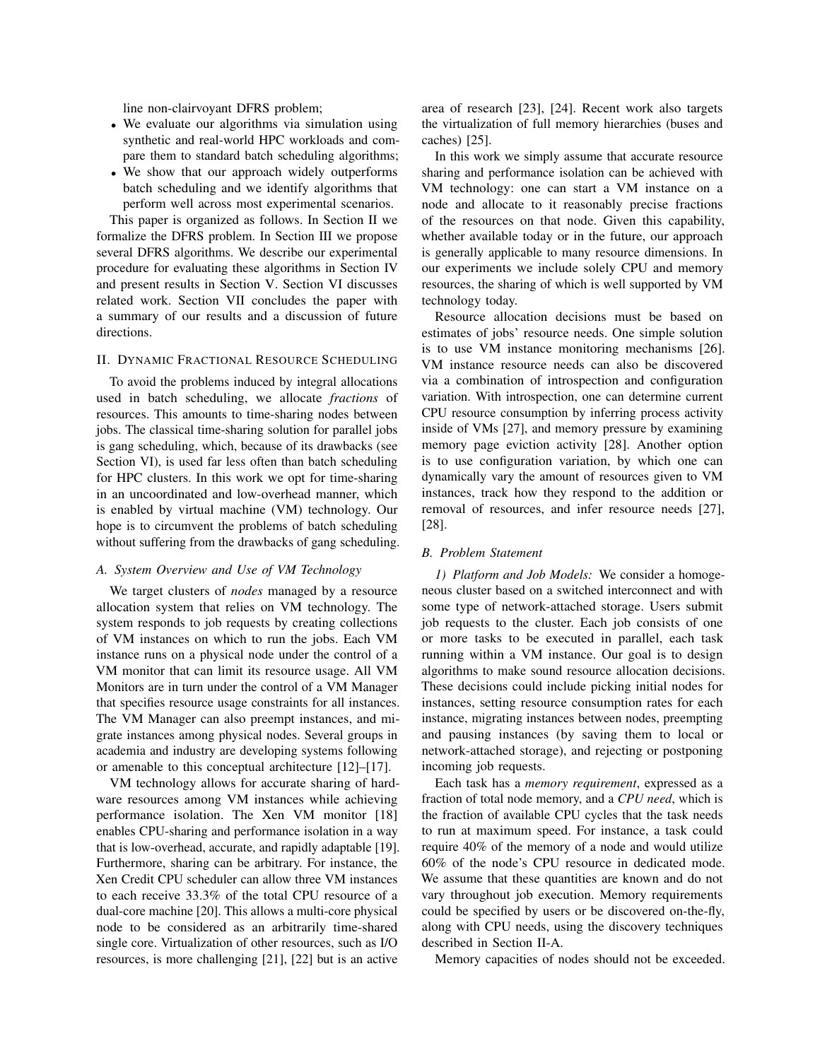line non-clairvoyant DFRS problem;

- We evaluate our algorithms via simulation using synthetic and real-world HPC workloads and compare them to standard batch scheduling algorithms;
- We show that our approach widely outperforms batch scheduling and we identify algorithms that perform well across most experimental scenarios.

This paper is organized as follows. In Section II we formalize the DFRS problem. In Section III we propose several DFRS algorithms. We describe our experimental procedure for evaluating these algorithms in Section IV and present results in Section V. Section VI discusses related work. Section VII concludes the paper with a summary of our results and a discussion of future directions.

## II. Dynamic Fractional Resource Scheduling

To avoid the problems induced by integral allocations used in batch scheduling, we allocate *fractions* of resources. This amounts to time-sharing nodes between jobs. The classical time-sharing solution for parallel jobs is gang scheduling, which, because of its drawbacks (see Section VI), is used far less often than batch scheduling for HPC clusters. In this work we opt for time-sharing in an uncoordinated and low-overhead manner, which is enabled by virtual machine (VM) technology. Our hope is to circumvent the problems of batch scheduling without suffering from the drawbacks of gang scheduling.

### A. System Overview and Use of VM Technology

We target clusters of *nodes* managed by a resource allocation system that relies on VM technology. The system responds to job requests by creating collections of VM instances on which to run the jobs. Each VM instance runs on a physical node under the control of a VM monitor that can limit its resource usage. All VM Monitors are in turn under the control of a VM Manager that specifies resource usage constraints for all instances. The VM Manager can also preempt instances, and migrate instances among physical nodes. Several groups in academia and industry are developing systems following or amenable to this conceptual architecture [12]–[17].

VM technology allows for accurate sharing of hardware resources among VM instances while achieving performance isolation. The Xen VM monitor [18] enables CPU-sharing and performance isolation in a way that is low-overhead, accurate, and rapidly adaptable [19]. Furthermore, sharing can be arbitrary. For instance, the Xen Credit CPU scheduler can allow three VM instances to each receive 33.3% of the total CPU resource of a dual-core machine [20]. This allows a multi-core physical node to be considered as an arbitrarily time-shared single core. Virtualization of other resources, such as I/O resources, is more challenging [21], [22] but is an active area of research [23], [24]. Recent work also targets the virtualization of full memory hierarchies (buses and caches) [25].

In this work we simply assume that accurate resource sharing and performance isolation can be achieved with VM technology: one can start a VM instance on a node and allocate to it reasonably precise fractions of the resources on that node. Given this capability, whether available today or in the future, our approach is generally applicable to many resource dimensions. In our experiments we include solely CPU and memory resources, the sharing of which is well supported by VM technology today.

Resource allocation decisions must be based on estimates of jobs' resource needs. One simple solution is to use VM instance monitoring mechanisms [26]. VM instance resource needs can also be discovered via a combination of introspection and configuration variation. With introspection, one can determine current CPU resource consumption by inferring process activity inside of VMs [27], and memory pressure by examining memory page eviction activity [28]. Another option is to use configuration variation, by which one can dynamically vary the amount of resources given to VM instances, track how they respond to the addition or removal of resources, and infer resource needs [27], [28].

### B. Problem Statement

*1) Platform and Job Models:* We consider a homogeneous cluster based on a switched interconnect and with some type of network-attached storage. Users submit job requests to the cluster. Each job consists of one or more tasks to be executed in parallel, each task running within a VM instance. Our goal is to design algorithms to make sound resource allocation decisions. These decisions could include picking initial nodes for instances, setting resource consumption rates for each instance, migrating instances between nodes, preempting and pausing instances (by saving them to local or network-attached storage), and rejecting or postponing incoming job requests.

Each task has a *memory requirement*, expressed as a fraction of total node memory, and a *CPU need*, which is the fraction of available CPU cycles that the task needs to run at maximum speed. For instance, a task could require 40% of the memory of a node and would utilize 60% of the node's CPU resource in dedicated mode. We assume that these quantities are known and do not vary throughout job execution. Memory requirements could be specified by users or be discovered on-the-fly, along with CPU needs, using the discovery techniques described in Section II-A.

Memory capacities of nodes should not be exceeded.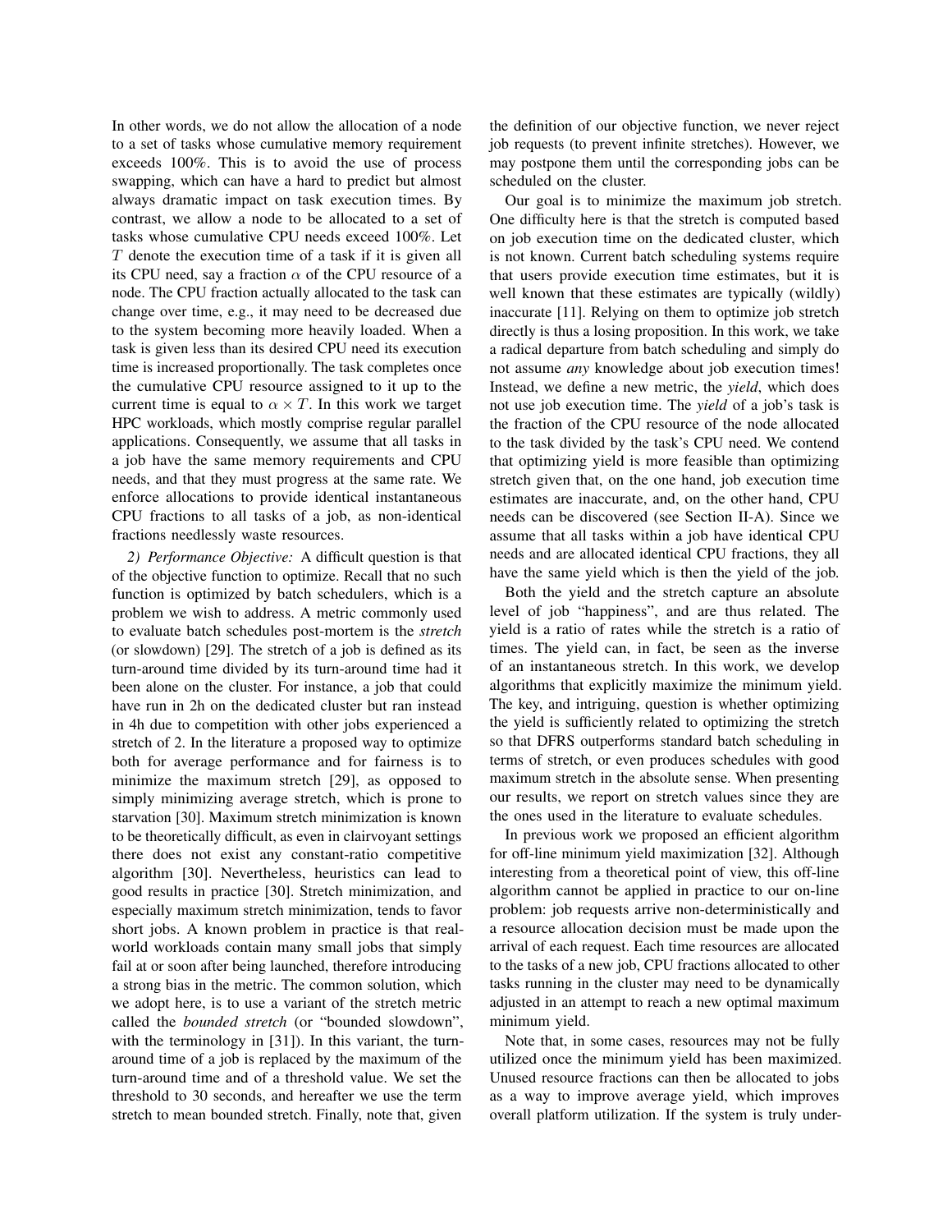In other words, we do not allow the allocation of a node to a set of tasks whose cumulative memory requirement exceeds 100%. This is to avoid the use of process swapping, which can have a hard to predict but almost always dramatic impact on task execution times. By contrast, we allow a node to be allocated to a set of tasks whose cumulative CPU needs exceed 100%. Let $T$ denote the execution time of a task if it is given all its CPU need, say a fraction $\alpha$ of the CPU resource of a node. The CPU fraction actually allocated to the task can change over time, e.g., it may need to be decreased due to the system becoming more heavily loaded. When a task is given less than its desired CPU need its execution time is increased proportionally. The task completes once the cumulative CPU resource assigned to it up to the current time is equal to $\alpha \times T$. In this work we target HPC workloads, which mostly comprise regular parallel applications. Consequently, we assume that all tasks in a job have the same memory requirements and CPU needs, and that they must progress at the same rate. We enforce allocations to provide identical instantaneous CPU fractions to all tasks of a job, as non-identical fractions needlessly waste resources.

*2) Performance Objective:* A difficult question is that of the objective function to optimize. Recall that no such function is optimized by batch schedulers, which is a problem we wish to address. A metric commonly used to evaluate batch schedules post-mortem is the *stretch* (or slowdown) [29]. The stretch of a job is defined as its turn-around time divided by its turn-around time had it been alone on the cluster. For instance, a job that could have run in 2h on the dedicated cluster but ran instead in 4h due to competition with other jobs experienced a stretch of 2. In the literature a proposed way to optimize both for average performance and for fairness is to minimize the maximum stretch [29], as opposed to simply minimizing average stretch, which is prone to starvation [30]. Maximum stretch minimization is known to be theoretically difficult, as even in clairvoyant settings there does not exist any constant-ratio competitive algorithm [30]. Nevertheless, heuristics can lead to good results in practice [30]. Stretch minimization, and especially maximum stretch minimization, tends to favor short jobs. A known problem in practice is that real-world workloads contain many small jobs that simply fail at or soon after being launched, therefore introducing a strong bias in the metric. The common solution, which we adopt here, is to use a variant of the stretch metric called the *bounded stretch* (or "bounded slowdown", with the terminology in [31]). In this variant, the turn-around time of a job is replaced by the maximum of the turn-around time and of a threshold value. We set the threshold to 30 seconds, and hereafter we use the term stretch to mean bounded stretch. Finally, note that, given the definition of our objective function, we never reject job requests (to prevent infinite stretches). However, we may postpone them until the corresponding jobs can be scheduled on the cluster.

Our goal is to minimize the maximum job stretch. One difficulty here is that the stretch is computed based on job execution time on the dedicated cluster, which is not known. Current batch scheduling systems require that users provide execution time estimates, but it is well known that these estimates are typically (wildly) inaccurate [11]. Relying on them to optimize job stretch directly is thus a losing proposition. In this work, we take a radical departure from batch scheduling and simply do not assume *any* knowledge about job execution times! Instead, we define a new metric, the *yield*, which does not use job execution time. The *yield* of a job's task is the fraction of the CPU resource of the node allocated to the task divided by the task's CPU need. We contend that optimizing yield is more feasible than optimizing stretch given that, on the one hand, job execution time estimates are inaccurate, and, on the other hand, CPU needs can be discovered (see Section II-A). Since we assume that all tasks within a job have identical CPU needs and are allocated identical CPU fractions, they all have the same yield which is then the yield of the job.

Both the yield and the stretch capture an absolute level of job "happiness", and are thus related. The yield is a ratio of rates while the stretch is a ratio of times. The yield can, in fact, be seen as the inverse of an instantaneous stretch. In this work, we develop algorithms that explicitly maximize the minimum yield. The key, and intriguing, question is whether optimizing the yield is sufficiently related to optimizing the stretch so that DFRS outperforms standard batch scheduling in terms of stretch, or even produces schedules with good maximum stretch in the absolute sense. When presenting our results, we report on stretch values since they are the ones used in the literature to evaluate schedules.

In previous work we proposed an efficient algorithm for off-line minimum yield maximization [32]. Although interesting from a theoretical point of view, this off-line algorithm cannot be applied in practice to our on-line problem: job requests arrive non-deterministically and a resource allocation decision must be made upon the arrival of each request. Each time resources are allocated to the tasks of a new job, CPU fractions allocated to other tasks running in the cluster may need to be dynamically adjusted in an attempt to reach a new optimal maximum minimum yield.

Note that, in some cases, resources may not be fully utilized once the minimum yield has been maximized. Unused resource fractions can then be allocated to jobs as a way to improve average yield, which improves overall platform utilization. If the system is truly under-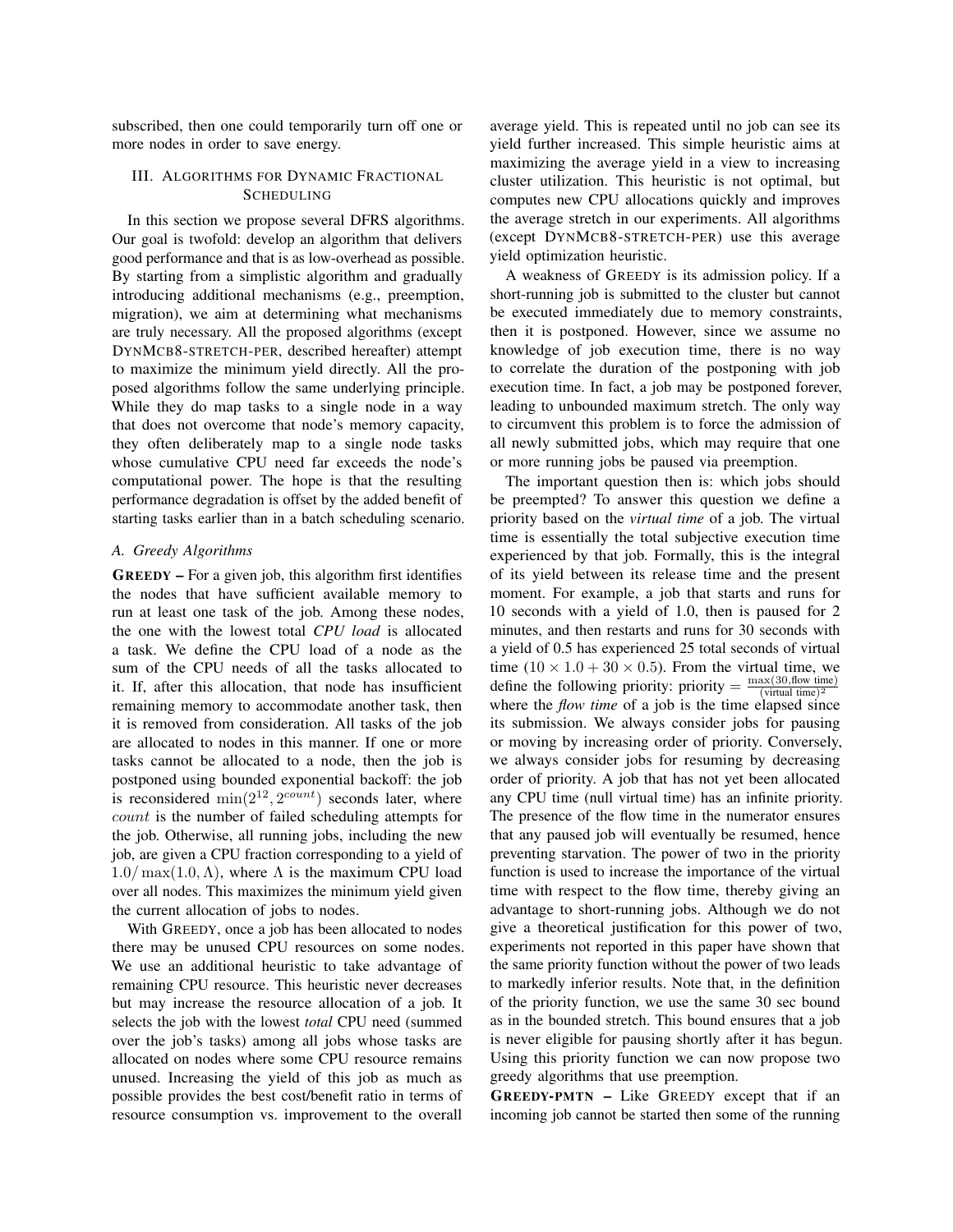subscribed, then one could temporarily turn off one or more nodes in order to save energy.

## III. Algorithms for Dynamic Fractional Scheduling

In this section we propose several DFRS algorithms. Our goal is twofold: develop an algorithm that delivers good performance and that is as low-overhead as possible. By starting from a simplistic algorithm and gradually introducing additional mechanisms (e.g., preemption, migration), we aim at determining what mechanisms are truly necessary. All the proposed algorithms (except DynMcb8-stretch-per, described hereafter) attempt to maximize the minimum yield directly. All the proposed algorithms follow the same underlying principle. While they do map tasks to a single node in a way that does not overcome that node's memory capacity, they often deliberately map to a single node tasks whose cumulative CPU need far exceeds the node's computational power. The hope is that the resulting performance degradation is offset by the added benefit of starting tasks earlier than in a batch scheduling scenario.

### A. Greedy Algorithms

**Greedy –** For a given job, this algorithm first identifies the nodes that have sufficient available memory to run at least one task of the job. Among these nodes, the one with the lowest total *CPU load* is allocated a task. We define the CPU load of a node as the sum of the CPU needs of all the tasks allocated to it. If, after this allocation, that node has insufficient remaining memory to accommodate another task, then it is removed from consideration. All tasks of the job are allocated to nodes in this manner. If one or more tasks cannot be allocated to a node, then the job is postponed using bounded exponential backoff: the job is reconsidered $\min(2^{12}, 2^{count})$ seconds later, where $count$ is the number of failed scheduling attempts for the job. Otherwise, all running jobs, including the new job, are given a CPU fraction corresponding to a yield of $1.0/\max(1.0, \Lambda)$, where $\Lambda$ is the maximum CPU load over all nodes. This maximizes the minimum yield given the current allocation of jobs to nodes.

With Greedy, once a job has been allocated to nodes there may be unused CPU resources on some nodes. We use an additional heuristic to take advantage of remaining CPU resource. This heuristic never decreases but may increase the resource allocation of a job. It selects the job with the lowest *total* CPU need (summed over the job's tasks) among all jobs whose tasks are allocated on nodes where some CPU resource remains unused. Increasing the yield of this job as much as possible provides the best cost/benefit ratio in terms of resource consumption vs. improvement to the overall average yield. This is repeated until no job can see its yield further increased. This simple heuristic aims at maximizing the average yield in a view to increasing cluster utilization. This heuristic is not optimal, but computes new CPU allocations quickly and improves the average stretch in our experiments. All algorithms (except DynMcb8-stretch-per) use this average yield optimization heuristic.

A weakness of Greedy is its admission policy. If a short-running job is submitted to the cluster but cannot be executed immediately due to memory constraints, then it is postponed. However, since we assume no knowledge of job execution time, there is no way to correlate the duration of the postponing with job execution time. In fact, a job may be postponed forever, leading to unbounded maximum stretch. The only way to circumvent this problem is to force the admission of all newly submitted jobs, which may require that one or more running jobs be paused via preemption.

The important question then is: which jobs should be preempted? To answer this question we define a priority based on the *virtual time* of a job. The virtual time is essentially the total subjective execution time experienced by that job. Formally, this is the integral of its yield between its release time and the present moment. For example, a job that starts and runs for 10 seconds with a yield of 1.0, then is paused for 2 minutes, and then restarts and runs for 30 seconds with a yield of 0.5 has experienced 25 total seconds of virtual time ($10 \times 1.0 + 30 \times 0.5$). From the virtual time, we define the following priority: priority $= \frac{\max(30, \text{flow time})}{(\text{virtual time})^2}$ where the *flow time* of a job is the time elapsed since its submission. We always consider jobs for pausing or moving by increasing order of priority. Conversely, we always consider jobs for resuming by decreasing order of priority. A job that has not yet been allocated any CPU time (null virtual time) has an infinite priority. The presence of the flow time in the numerator ensures that any paused job will eventually be resumed, hence preventing starvation. The power of two in the priority function is used to increase the importance of the virtual time with respect to the flow time, thereby giving an advantage to short-running jobs. Although we do not give a theoretical justification for this power of two, experiments not reported in this paper have shown that the same priority function without the power of two leads to markedly inferior results. Note that, in the definition of the priority function, we use the same 30 sec bound as in the bounded stretch. This bound ensures that a job is never eligible for pausing shortly after it has begun. Using this priority function we can now propose two greedy algorithms that use preemption.

**Greedy-pmtn –** Like Greedy except that if an incoming job cannot be started then some of the running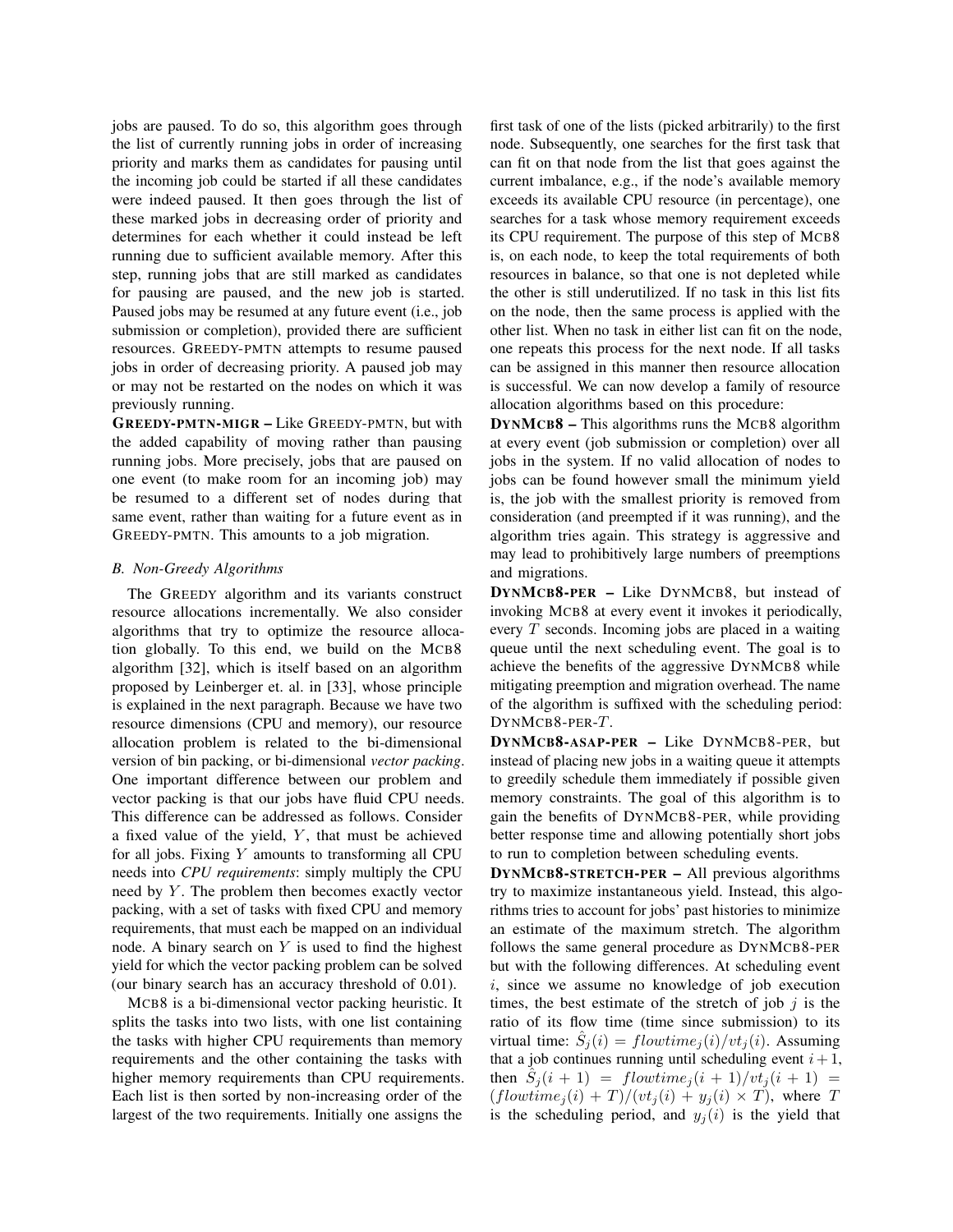jobs are paused. To do so, this algorithm goes through the list of currently running jobs in order of increasing priority and marks them as candidates for pausing until the incoming job could be started if all these candidates were indeed paused. It then goes through the list of these marked jobs in decreasing order of priority and determines for each whether it could instead be left running due to sufficient available memory. After this step, running jobs that are still marked as candidates for pausing are paused, and the new job is started. Paused jobs may be resumed at any future event (i.e., job submission or completion), provided there are sufficient resources. GREEDY-PMTN attempts to resume paused jobs in order of decreasing priority. A paused job may or may not be restarted on the nodes on which it was previously running.

**GREEDY-PMTN-MIGR –** Like GREEDY-PMTN, but with the added capability of moving rather than pausing running jobs. More precisely, jobs that are paused on one event (to make room for an incoming job) may be resumed to a different set of nodes during that same event, rather than waiting for a future event as in GREEDY-PMTN. This amounts to a job migration.

### B. Non-Greedy Algorithms

The GREEDY algorithm and its variants construct resource allocations incrementally. We also consider algorithms that try to optimize the resource allocation globally. To this end, we build on the MCB8 algorithm [32], which is itself based on an algorithm proposed by Leinberger et. al. in [33], whose principle is explained in the next paragraph. Because we have two resource dimensions (CPU and memory), our resource allocation problem is related to the bi-dimensional version of bin packing, or bi-dimensional *vector packing*. One important difference between our problem and vector packing is that our jobs have fluid CPU needs. This difference can be addressed as follows. Consider a fixed value of the yield, $Y$, that must be achieved for all jobs. Fixing $Y$ amounts to transforming all CPU needs into *CPU requirements*: simply multiply the CPU need by $Y$. The problem then becomes exactly vector packing, with a set of tasks with fixed CPU and memory requirements, that must each be mapped on an individual node. A binary search on $Y$ is used to find the highest yield for which the vector packing problem can be solved (our binary search has an accuracy threshold of 0.01).

MCB8 is a bi-dimensional vector packing heuristic. It splits the tasks into two lists, with one list containing the tasks with higher CPU requirements than memory requirements and the other containing the tasks with higher memory requirements than CPU requirements. Each list is then sorted by non-increasing order of the largest of the two requirements. Initially one assigns the first task of one of the lists (picked arbitrarily) to the first node. Subsequently, one searches for the first task that can fit on that node from the list that goes against the current imbalance, e.g., if the node's available memory exceeds its available CPU resource (in percentage), one searches for a task whose memory requirement exceeds its CPU requirement. The purpose of this step of MCB8 is, on each node, to keep the total requirements of both resources in balance, so that one is not depleted while the other is still underutilized. If no task in this list fits on the node, then the same process is applied with the other list. When no task in either list can fit on the node, one repeats this process for the next node. If all tasks can be assigned in this manner then resource allocation is successful. We can now develop a family of resource allocation algorithms based on this procedure:

**DYNMCB8 –** This algorithms runs the MCB8 algorithm at every event (job submission or completion) over all jobs in the system. If no valid allocation of nodes to jobs can be found however small the minimum yield is, the job with the smallest priority is removed from consideration (and preempted if it was running), and the algorithm tries again. This strategy is aggressive and may lead to prohibitively large numbers of preemptions and migrations.

**DYNMCB8-PER –** Like DYNMCB8, but instead of invoking MCB8 at every event it invokes it periodically, every $T$ seconds. Incoming jobs are placed in a waiting queue until the next scheduling event. The goal is to achieve the benefits of the aggressive DYNMCB8 while mitigating preemption and migration overhead. The name of the algorithm is suffixed with the scheduling period: DYNMCB8-PER-$T$.

**DYNMCB8-ASAP-PER –** Like DYNMCB8-PER, but instead of placing new jobs in a waiting queue it attempts to greedily schedule them immediately if possible given memory constraints. The goal of this algorithm is to gain the benefits of DYNMCB8-PER, while providing better response time and allowing potentially short jobs to run to completion between scheduling events.

**DYNMCB8-STRETCH-PER –** All previous algorithms try to maximize instantaneous yield. Instead, this algorithms tries to account for jobs' past histories to minimize an estimate of the maximum stretch. The algorithm follows the same general procedure as DYNMCB8-PER but with the following differences. At scheduling event $i$, since we assume no knowledge of job execution times, the best estimate of the stretch of job $j$ is the ratio of its flow time (time since submission) to its virtual time: $\hat{S}_j(i) = flowtime_j(i)/vt_j(i)$. Assuming that a job continues running until scheduling event $i+1$, then $\hat{S}_j(i+1) = flowtime_j(i+1)/vt_j(i+1) = (flowtime_j(i) + T)/(vt_j(i) + y_j(i) \times T)$, where $T$ is the scheduling period, and $y_j(i)$ is the yield that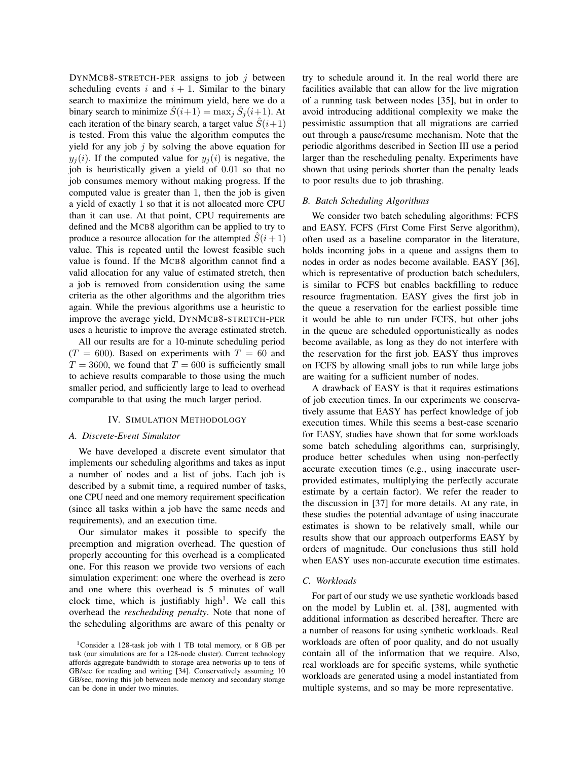DYNMCB8-STRETCH-PER assigns to job $j$ between scheduling events $i$ and $i+1$. Similar to the binary search to maximize the minimum yield, here we do a binary search to minimize $\hat{S}(i+1) = \max_j \hat{S}_j(i+1)$. At each iteration of the binary search, a target value $\hat{S}(i+1)$ is tested. From this value the algorithm computes the yield for any job $j$ by solving the above equation for $y_j(i)$. If the computed value for $y_j(i)$ is negative, the job is heuristically given a yield of $0.01$ so that no job consumes memory without making progress. If the computed value is greater than 1, then the job is given a yield of exactly 1 so that it is not allocated more CPU than it can use. At that point, CPU requirements are defined and the MCB8 algorithm can be applied to try to produce a resource allocation for the attempted $\hat{S}(i+1)$ value. This is repeated until the lowest feasible such value is found. If the MCB8 algorithm cannot find a valid allocation for any value of estimated stretch, then a job is removed from consideration using the same criteria as the other algorithms and the algorithm tries again. While the previous algorithms use a heuristic to improve the average yield, DYNMCB8-STRETCH-PER uses a heuristic to improve the average estimated stretch.

All our results are for a 10-minute scheduling period ($T = 600$). Based on experiments with $T = 60$ and $T = 3600$, we found that $T = 600$ is sufficiently small to achieve results comparable to those using the much smaller period, and sufficiently large to lead to overhead comparable to that using the much larger period.

## IV. Simulation Methodology

### A. Discrete-Event Simulator

We have developed a discrete event simulator that implements our scheduling algorithms and takes as input a number of nodes and a list of jobs. Each job is described by a submit time, a required number of tasks, one CPU need and one memory requirement specification (since all tasks within a job have the same needs and requirements), and an execution time.

Our simulator makes it possible to specify the preemption and migration overhead. The question of properly accounting for this overhead is a complicated one. For this reason we provide two versions of each simulation experiment: one where the overhead is zero and one where this overhead is 5 minutes of wall clock time, which is justifiably high[1]. We call this overhead the *rescheduling penalty*. Note that none of the scheduling algorithms are aware of this penalty or try to schedule around it. In the real world there are facilities available that can allow for the live migration of a running task between nodes [35], but in order to avoid introducing additional complexity we make the pessimistic assumption that all migrations are carried out through a pause/resume mechanism. Note that the periodic algorithms described in Section III use a period larger than the rescheduling penalty. Experiments have shown that using periods shorter than the penalty leads to poor results due to job thrashing.

### B. Batch Scheduling Algorithms

We consider two batch scheduling algorithms: FCFS and EASY. FCFS (First Come First Serve algorithm), often used as a baseline comparator in the literature, holds incoming jobs in a queue and assigns them to nodes in order as nodes become available. EASY [36], which is representative of production batch schedulers, is similar to FCFS but enables backfilling to reduce resource fragmentation. EASY gives the first job in the queue a reservation for the earliest possible time it would be able to run under FCFS, but other jobs in the queue are scheduled opportunistically as nodes become available, as long as they do not interfere with the reservation for the first job. EASY thus improves on FCFS by allowing small jobs to run while large jobs are waiting for a sufficient number of nodes.

A drawback of EASY is that it requires estimations of job execution times. In our experiments we conservatively assume that EASY has perfect knowledge of job execution times. While this seems a best-case scenario for EASY, studies have shown that for some workloads some batch scheduling algorithms can, surprisingly, produce better schedules when using non-perfectly accurate execution times (e.g., using inaccurate user-provided estimates, multiplying the perfectly accurate estimate by a certain factor). We refer the reader to the discussion in [37] for more details. At any rate, in these studies the potential advantage of using inaccurate estimates is shown to be relatively small, while our results show that our approach outperforms EASY by orders of magnitude. Our conclusions thus still hold when EASY uses non-accurate execution time estimates.

### C. Workloads

For part of our study we use synthetic workloads based on the model by Lublin et. al. [38], augmented with additional information as described hereafter. There are a number of reasons for using synthetic workloads. Real workloads are often of poor quality, and do not usually contain all of the information that we require. Also, real workloads are for specific systems, while synthetic workloads are generated using a model instantiated from multiple systems, and so may be more representative.

[1] Consider a 128-task job with 1 TB total memory, or 8 GB per task (our simulations are for a 128-node cluster). Current technology affords aggregate bandwidth to storage area networks up to tens of GB/sec for reading and writing [34]. Conservatively assuming 10 GB/sec, moving this job between node memory and secondary storage can be done in under two minutes.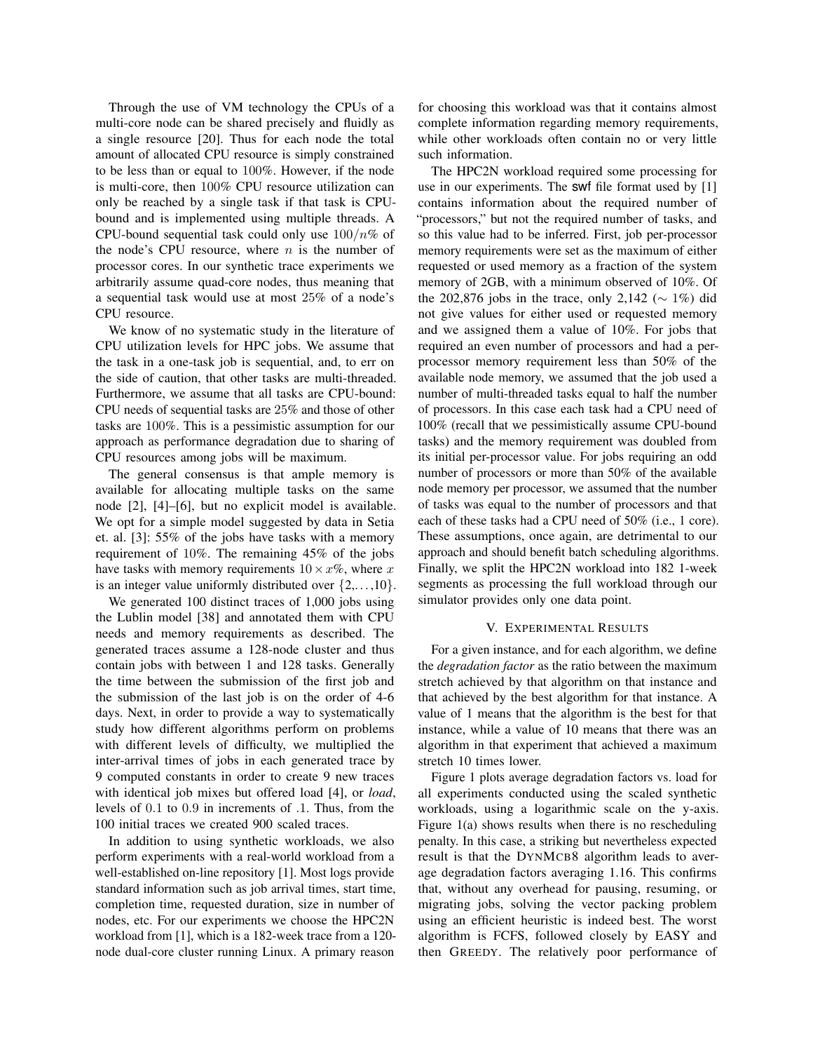Through the use of VM technology the CPUs of a multi-core node can be shared precisely and fluidly as a single resource [20]. Thus for each node the total amount of allocated CPU resource is simply constrained to be less than or equal to $100\%$. However, if the node is multi-core, then $100\%$ CPU resource utilization can only be reached by a single task if that task is CPU-bound and is implemented using multiple threads. A CPU-bound sequential task could only use $100/n\%$ of the node's CPU resource, where $n$ is the number of processor cores. In our synthetic trace experiments we arbitrarily assume quad-core nodes, thus meaning that a sequential task would use at most $25\%$ of a node's CPU resource.

We know of no systematic study in the literature of CPU utilization levels for HPC jobs. We assume that the task in a one-task job is sequential, and, to err on the side of caution, that other tasks are multi-threaded. Furthermore, we assume that all tasks are CPU-bound: CPU needs of sequential tasks are $25\%$ and those of other tasks are $100\%$. This is a pessimistic assumption for our approach as performance degradation due to sharing of CPU resources among jobs will be maximum.

The general consensus is that ample memory is available for allocating multiple tasks on the same node [2], [4]–[6], but no explicit model is available. We opt for a simple model suggested by data in Setia et. al. [3]: 55% of the jobs have tasks with a memory requirement of $10\%$. The remaining 45% of the jobs have tasks with memory requirements $10 \times x\%$, where $x$ is an integer value uniformly distributed over $\{2,\ldots,10\}$.

We generated 100 distinct traces of 1,000 jobs using the Lublin model [38] and annotated them with CPU needs and memory requirements as described. The generated traces assume a 128-node cluster and thus contain jobs with between 1 and 128 tasks. Generally the time between the submission of the first job and the submission of the last job is on the order of 4-6 days. Next, in order to provide a way to systematically study how different algorithms perform on problems with different levels of difficulty, we multiplied the inter-arrival times of jobs in each generated trace by 9 computed constants in order to create 9 new traces with identical job mixes but offered load [4], or *load*, levels of $0.1$ to $0.9$ in increments of .1. Thus, from the 100 initial traces we created 900 scaled traces.

In addition to using synthetic workloads, we also perform experiments with a real-world workload from a well-established on-line repository [1]. Most logs provide standard information such as job arrival times, start time, completion time, requested duration, size in number of nodes, etc. For our experiments we choose the HPC2N workload from [1], which is a 182-week trace from a 120-node dual-core cluster running Linux. A primary reason for choosing this workload was that it contains almost complete information regarding memory requirements, while other workloads often contain no or very little such information.

The HPC2N workload required some processing for use in our experiments. The swf file format used by [1] contains information about the required number of "processors," but not the required number of tasks, and so this value had to be inferred. First, job per-processor memory requirements were set as the maximum of either requested or used memory as a fraction of the system memory of 2GB, with a minimum observed of 10%. Of the 202,876 jobs in the trace, only 2,142 ($\sim$ 1%) did not give values for either used or requested memory and we assigned them a value of 10%. For jobs that required an even number of processors and had a per-processor memory requirement less than 50% of the available node memory, we assumed that the job used a number of multi-threaded tasks equal to half the number of processors. In this case each task had a CPU need of 100% (recall that we pessimistically assume CPU-bound tasks) and the memory requirement was doubled from its initial per-processor value. For jobs requiring an odd number of processors or more than 50% of the available node memory per processor, we assumed that the number of tasks was equal to the number of processors and that each of these tasks had a CPU need of 50% (i.e., 1 core). These assumptions, once again, are detrimental to our approach and should benefit batch scheduling algorithms. Finally, we split the HPC2N workload into 182 1-week segments as processing the full workload through our simulator provides only one data point.

## V. Experimental Results

For a given instance, and for each algorithm, we define the *degradation factor* as the ratio between the maximum stretch achieved by that algorithm on that instance and that achieved by the best algorithm for that instance. A value of 1 means that the algorithm is the best for that instance, while a value of 10 means that there was an algorithm in that experiment that achieved a maximum stretch 10 times lower.

Figure 1 plots average degradation factors vs. load for all experiments conducted using the scaled synthetic workloads, using a logarithmic scale on the y-axis. Figure 1(a) shows results when there is no rescheduling penalty. In this case, a striking but nevertheless expected result is that the DynMCB8 algorithm leads to average degradation factors averaging 1.16. This confirms that, without any overhead for pausing, resuming, or migrating jobs, solving the vector packing problem using an efficient heuristic is indeed best. The worst algorithm is FCFS, followed closely by EASY and then Greedy. The relatively poor performance of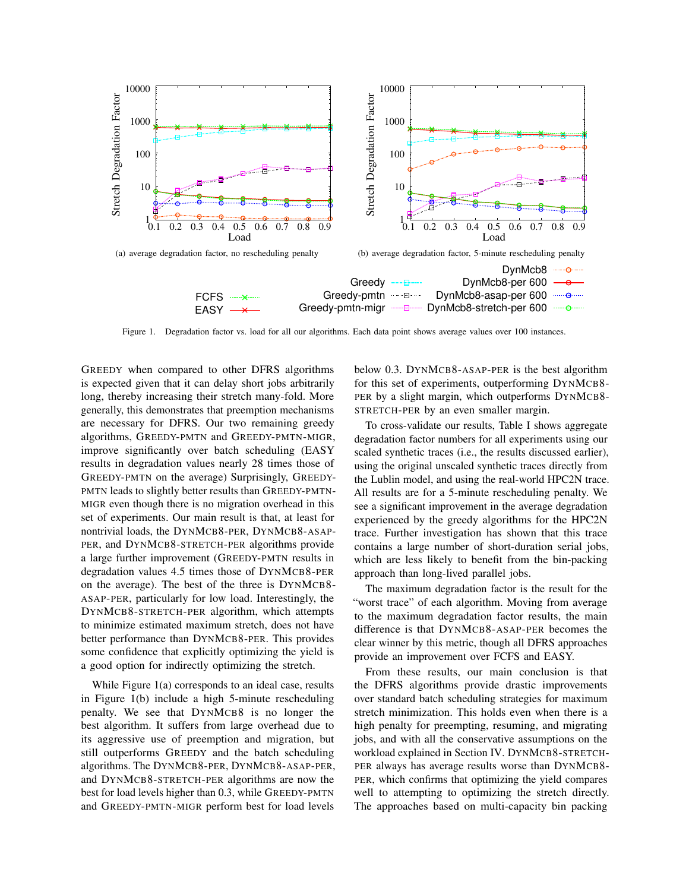(a) average degradation factor, no rescheduling penalty

(b) average degradation factor, 5-minute rescheduling penalty

Figure 1. Degradation factor vs. load for all our algorithms. Each data point shows average values over 100 instances.

GREEDY when compared to other DFRS algorithms is expected given that it can delay short jobs arbitrarily long, thereby increasing their stretch many-fold. More generally, this demonstrates that preemption mechanisms are necessary for DFRS. Our two remaining greedy algorithms, GREEDY-PMTN and GREEDY-PMTN-MIGR, improve significantly over batch scheduling (EASY results in degradation values nearly 28 times those of GREEDY-PMTN on the average) Surprisingly, GREEDY-PMTN leads to slightly better results than GREEDY-PMTN-MIGR even though there is no migration overhead in this set of experiments. Our main result is that, at least for nontrivial loads, the DYNMCB8-PER, DYNMCB8-ASAP-PER, and DYNMCB8-STRETCH-PER algorithms provide a large further improvement (GREEDY-PMTN results in degradation values 4.5 times those of DYNMCB8-PER on the average). The best of the three is DYNMCB8-ASAP-PER, particularly for low load. Interestingly, the DYNMCB8-STRETCH-PER algorithm, which attempts to minimize estimated maximum stretch, does not have better performance than DYNMCB8-PER. This provides some confidence that explicitly optimizing the yield is a good option for indirectly optimizing the stretch.

While Figure 1(a) corresponds to an ideal case, results in Figure 1(b) include a high 5-minute rescheduling penalty. We see that DYNMCB8 is no longer the best algorithm. It suffers from large overhead due to its aggressive use of preemption and migration, but still outperforms GREEDY and the batch scheduling algorithms. The DYNMCB8-PER, DYNMCB8-ASAP-PER, and DYNMCB8-STRETCH-PER algorithms are now the best for load levels higher than 0.3, while GREEDY-PMTN and GREEDY-PMTN-MIGR perform best for load levels below 0.3. DYNMCB8-ASAP-PER is the best algorithm for this set of experiments, outperforming DYNMCB8-PER by a slight margin, which outperforms DYNMCB8-STRETCH-PER by an even smaller margin.

To cross-validate our results, Table I shows aggregate degradation factor numbers for all experiments using our scaled synthetic traces (i.e., the results discussed earlier), using the original unscaled synthetic traces directly from the Lublin model, and using the real-world HPC2N trace. All results are for a 5-minute rescheduling penalty. We see a significant improvement in the average degradation experienced by the greedy algorithms for the HPC2N trace. Further investigation has shown that this trace contains a large number of short-duration serial jobs, which are less likely to benefit from the bin-packing approach than long-lived parallel jobs.

The maximum degradation factor is the result for the "worst trace" of each algorithm. Moving from average to the maximum degradation factor results, the main difference is that DYNMCB8-ASAP-PER becomes the clear winner by this metric, though all DFRS approaches provide an improvement over FCFS and EASY.

From these results, our main conclusion is that the DFRS algorithms provide drastic improvements over standard batch scheduling strategies for maximum stretch minimization. This holds even when there is a high penalty for preempting, resuming, and migrating jobs, and with all the conservative assumptions on the workload explained in Section IV. DYNMCB8-STRETCH-PER always has average results worse than DYNMCB8-PER, which confirms that optimizing the yield compares well to attempting to optimizing the stretch directly. The approaches based on multi-capacity bin packing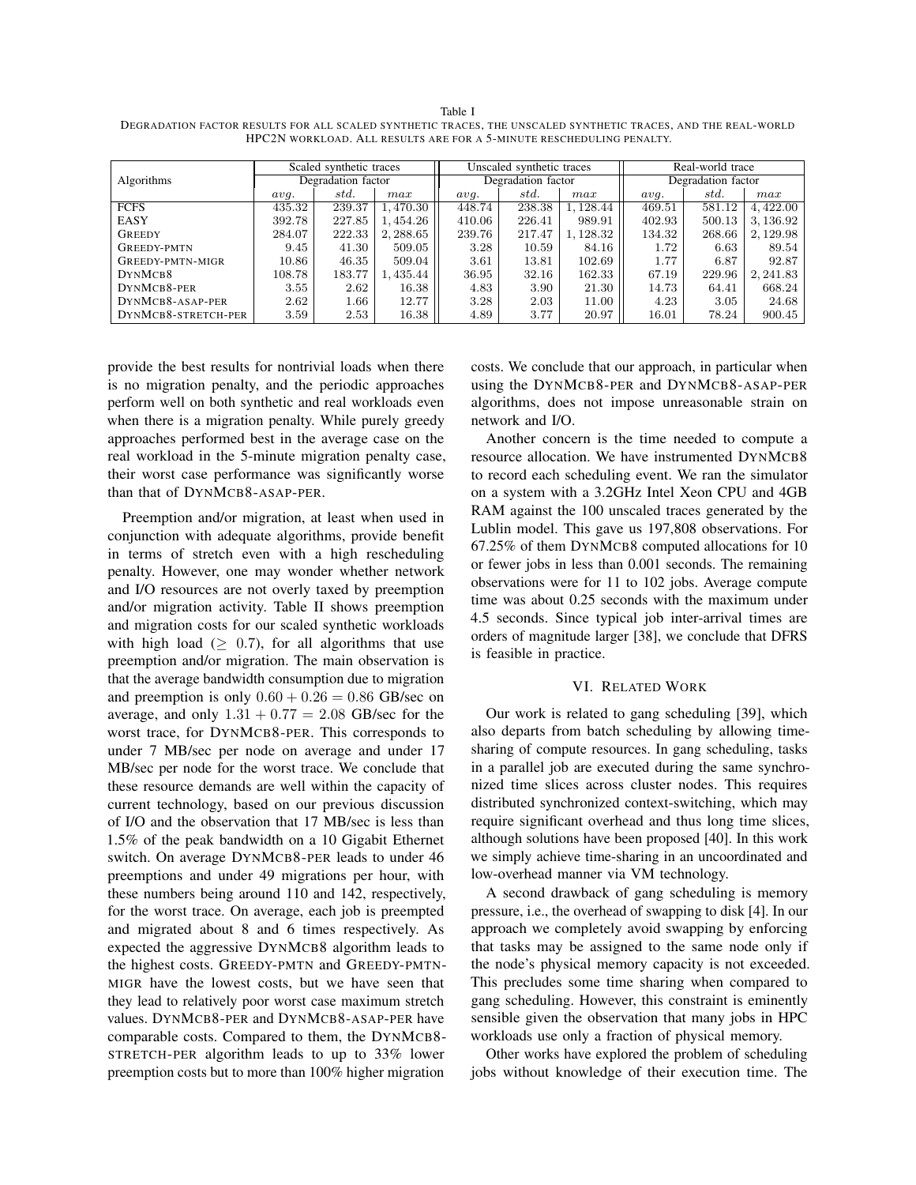Table I

DEGRADATION FACTOR RESULTS FOR ALL SCALED SYNTHETIC TRACES, THE UNSCALED SYNTHETIC TRACES, AND THE REAL-WORLD HPC2N WORKLOAD. ALL RESULTS ARE FOR A 5-MINUTE RESCHEDULING PENALTY.

| Algorithms | Scaled synthetic traces Degradation factor | | | Unscaled synthetic traces Degradation factor | | | Real-world trace Degradation factor | | |
|---|---|---|---|---|---|---|---|---|---|
| | *avg.* | *std.* | *max* | *avg.* | *std.* | *max* | *avg.* | *std.* | *max* |
| FCFS | 435.32 | 239.37 | 1,470.30 | 448.74 | 238.38 | 1,128.44 | 469.51 | 581.12 | 4,422.00 |
| EASY | 392.78 | 227.85 | 1,454.26 | 410.06 | 226.41 | 989.91 | 402.93 | 500.13 | 3,136.92 |
| GREEDY | 284.07 | 222.33 | 2,288.65 | 239.76 | 217.47 | 1,128.32 | 134.32 | 268.66 | 2,129.98 |
| GREEDY-PMTN | 9.45 | 41.30 | 509.05 | 3.28 | 10.59 | 84.16 | 1.72 | 6.63 | 89.54 |
| GREEDY-PMTN-MIGR | 10.86 | 46.35 | 509.04 | 3.61 | 13.81 | 102.69 | 1.77 | 6.87 | 92.87 |
| DYNMCB8 | 108.78 | 183.77 | 1,435.44 | 36.95 | 32.16 | 162.33 | 67.19 | 229.96 | 2,241.83 |
| DYNMCB8-PER | 3.55 | 2.62 | 16.38 | 4.83 | 3.90 | 21.30 | 14.73 | 64.41 | 668.24 |
| DYNMCB8-ASAP-PER | 2.62 | 1.66 | 12.77 | 3.28 | 2.03 | 11.00 | 4.23 | 3.05 | 24.68 |
| DYNMCB8-STRETCH-PER | 3.59 | 2.53 | 16.38 | 4.89 | 3.77 | 20.97 | 16.01 | 78.24 | 900.45 |

provide the best results for nontrivial loads when there is no migration penalty, and the periodic approaches perform well on both synthetic and real workloads even when there is a migration penalty. While purely greedy approaches performed best in the average case on the real workload in the 5-minute migration penalty case, their worst case performance was significantly worse than that of DYNMCB8-ASAP-PER.

Preemption and/or migration, at least when used in conjunction with adequate algorithms, provide benefit in terms of stretch even with a high rescheduling penalty. However, one may wonder whether network and I/O resources are not overly taxed by preemption and/or migration activity. Table II shows preemption and migration costs for our scaled synthetic workloads with high load ($\geq$ 0.7), for all algorithms that use preemption and/or migration. The main observation is that the average bandwidth consumption due to migration and preemption is only $0.60 + 0.26 = 0.86$ GB/sec on average, and only $1.31 + 0.77 = 2.08$ GB/sec for the worst trace, for DYNMCB8-PER. This corresponds to under 7 MB/sec per node on average and under 17 MB/sec per node for the worst trace. We conclude that these resource demands are well within the capacity of current technology, based on our previous discussion of I/O and the observation that 17 MB/sec is less than 1.5% of the peak bandwidth on a 10 Gigabit Ethernet switch. On average DYNMCB8-PER leads to under 46 preemptions and under 49 migrations per hour, with these numbers being around 110 and 142, respectively, for the worst trace. On average, each job is preempted and migrated about 8 and 6 times respectively. As expected the aggressive DYNMCB8 algorithm leads to the highest costs. GREEDY-PMTN and GREEDY-PMTN-MIGR have the lowest costs, but we have seen that they lead to relatively poor worst case maximum stretch values. DYNMCB8-PER and DYNMCB8-ASAP-PER have comparable costs. Compared to them, the DYNMCB8-STRETCH-PER algorithm leads to up to 33% lower preemption costs but to more than 100% higher migration costs. We conclude that our approach, in particular when using the DYNMCB8-PER and DYNMCB8-ASAP-PER algorithms, does not impose unreasonable strain on network and I/O.

Another concern is the time needed to compute a resource allocation. We have instrumented DYNMCB8 to record each scheduling event. We ran the simulator on a system with a 3.2GHz Intel Xeon CPU and 4GB RAM against the 100 unscaled traces generated by the Lublin model. This gave us 197,808 observations. For 67.25% of them DYNMCB8 computed allocations for 10 or fewer jobs in less than 0.001 seconds. The remaining observations were for 11 to 102 jobs. Average compute time was about 0.25 seconds with the maximum under 4.5 seconds. Since typical job inter-arrival times are orders of magnitude larger [38], we conclude that DFRS is feasible in practice.

## VI. RELATED WORK

Our work is related to gang scheduling [39], which also departs from batch scheduling by allowing time-sharing of compute resources. In gang scheduling, tasks in a parallel job are executed during the same synchronized time slices across cluster nodes. This requires distributed synchronized context-switching, which may require significant overhead and thus long time slices, although solutions have been proposed [40]. In this work we simply achieve time-sharing in an uncoordinated and low-overhead manner via VM technology.

A second drawback of gang scheduling is memory pressure, i.e., the overhead of swapping to disk [4]. In our approach we completely avoid swapping by enforcing that tasks may be assigned to the same node only if the node's physical memory capacity is not exceeded. This precludes some time sharing when compared to gang scheduling. However, this constraint is eminently sensible given the observation that many jobs in HPC workloads use only a fraction of physical memory.

Other works have explored the problem of scheduling jobs without knowledge of their execution time. The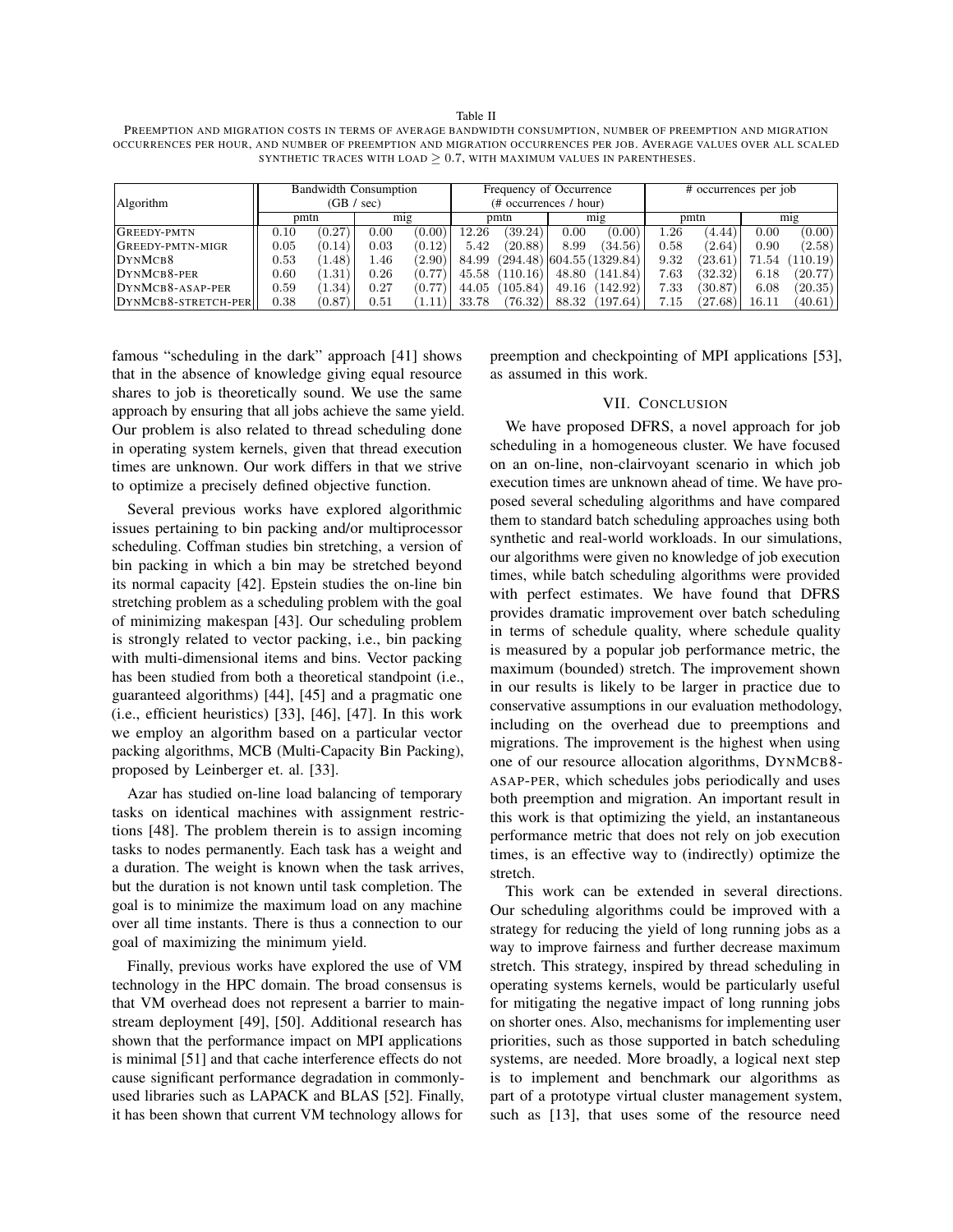Table II
PREEMPTION AND MIGRATION COSTS IN TERMS OF AVERAGE BANDWIDTH CONSUMPTION, NUMBER OF PREEMPTION AND MIGRATION OCCURRENCES PER HOUR, AND NUMBER OF PREEMPTION AND MIGRATION OCCURRENCES PER JOB. AVERAGE VALUES OVER ALL SCALED SYNTHETIC TRACES WITH LOAD $\geq 0.7$, WITH MAXIMUM VALUES IN PARENTHESES.

| Algorithm | Bandwidth Consumption (GB / sec) | | | | Frequency of Occurrence (# occurrences / hour) | | | | # occurrences per job | | | |
|---|---|---|---|---|---|---|---|---|---|---|---|---|
| | pmtn | | mig | | pmtn | | mig | | pmtn | | mig | |
| GREEDY-PMTN | 0.10 | (0.27) | 0.00 | (0.00) | 12.26 | (39.24) | 0.00 | (0.00) | 1.26 | (4.44) | 0.00 | (0.00) |
| GREEDY-PMTN-MIGR | 0.05 | (0.14) | 0.03 | (0.12) | 5.42 | (20.88) | 8.99 | (34.56) | 0.58 | (2.64) | 0.90 | (2.58) |
| DYNMCB8 | 0.53 | (1.48) | 1.46 | (2.90) | 84.99 | (294.48) | 604.55 | (1329.84) | 9.32 | (23.61) | 71.54 | (110.19) |
| DYNMCB8-PER | 0.60 | (1.31) | 0.26 | (0.77) | 45.58 | (110.16) | 48.80 | (141.84) | 7.63 | (32.32) | 6.18 | (20.77) |
| DYNMCB8-ASAP-PER | 0.59 | (1.34) | 0.27 | (0.77) | 44.05 | (105.84) | 49.16 | (142.92) | 7.33 | (30.87) | 6.08 | (20.35) |
| DYNMCB8-STRETCH-PER | 0.38 | (0.87) | 0.51 | (1.11) | 33.78 | (76.32) | 88.32 | (197.64) | 7.15 | (27.68) | 16.11 | (40.61) |

famous "scheduling in the dark" approach [41] shows that in the absence of knowledge giving equal resource shares to job is theoretically sound. We use the same approach by ensuring that all jobs achieve the same yield. Our problem is also related to thread scheduling done in operating system kernels, given that thread execution times are unknown. Our work differs in that we strive to optimize a precisely defined objective function.

Several previous works have explored algorithmic issues pertaining to bin packing and/or multiprocessor scheduling. Coffman studies bin stretching, a version of bin packing in which a bin may be stretched beyond its normal capacity [42]. Epstein studies the on-line bin stretching problem as a scheduling problem with the goal of minimizing makespan [43]. Our scheduling problem is strongly related to vector packing, i.e., bin packing with multi-dimensional items and bins. Vector packing has been studied from both a theoretical standpoint (i.e., guaranteed algorithms) [44], [45] and a pragmatic one (i.e., efficient heuristics) [33], [46], [47]. In this work we employ an algorithm based on a particular vector packing algorithms, MCB (Multi-Capacity Bin Packing), proposed by Leinberger et. al. [33].

Azar has studied on-line load balancing of temporary tasks on identical machines with assignment restrictions [48]. The problem therein is to assign incoming tasks to nodes permanently. Each task has a weight and a duration. The weight is known when the task arrives, but the duration is not known until task completion. The goal is to minimize the maximum load on any machine over all time instants. There is thus a connection to our goal of maximizing the minimum yield.

Finally, previous works have explored the use of VM technology in the HPC domain. The broad consensus is that VM overhead does not represent a barrier to mainstream deployment [49], [50]. Additional research has shown that the performance impact on MPI applications is minimal [51] and that cache interference effects do not cause significant performance degradation in commonly-used libraries such as LAPACK and BLAS [52]. Finally, it has been shown that current VM technology allows for preemption and checkpointing of MPI applications [53], as assumed in this work.

## VII. CONCLUSION

We have proposed DFRS, a novel approach for job scheduling in a homogeneous cluster. We have focused on an on-line, non-clairvoyant scenario in which job execution times are unknown ahead of time. We have proposed several scheduling algorithms and have compared them to standard batch scheduling approaches using both synthetic and real-world workloads. In our simulations, our algorithms were given no knowledge of job execution times, while batch scheduling algorithms were provided with perfect estimates. We have found that DFRS provides dramatic improvement over batch scheduling in terms of schedule quality, where schedule quality is measured by a popular job performance metric, the maximum (bounded) stretch. The improvement shown in our results is likely to be larger in practice due to conservative assumptions in our evaluation methodology, including on the overhead due to preemptions and migrations. The improvement is the highest when using one of our resource allocation algorithms, DYNMCB8-ASAP-PER, which schedules jobs periodically and uses both preemption and migration. An important result in this work is that optimizing the yield, an instantaneous performance metric that does not rely on job execution times, is an effective way to (indirectly) optimize the stretch.

This work can be extended in several directions. Our scheduling algorithms could be improved with a strategy for reducing the yield of long running jobs as a way to improve fairness and further decrease maximum stretch. This strategy, inspired by thread scheduling in operating systems kernels, would be particularly useful for mitigating the negative impact of long running jobs on shorter ones. Also, mechanisms for implementing user priorities, such as those supported in batch scheduling systems, are needed. More broadly, a logical next step is to implement and benchmark our algorithms as part of a prototype virtual cluster management system, such as [13], that uses some of the resource need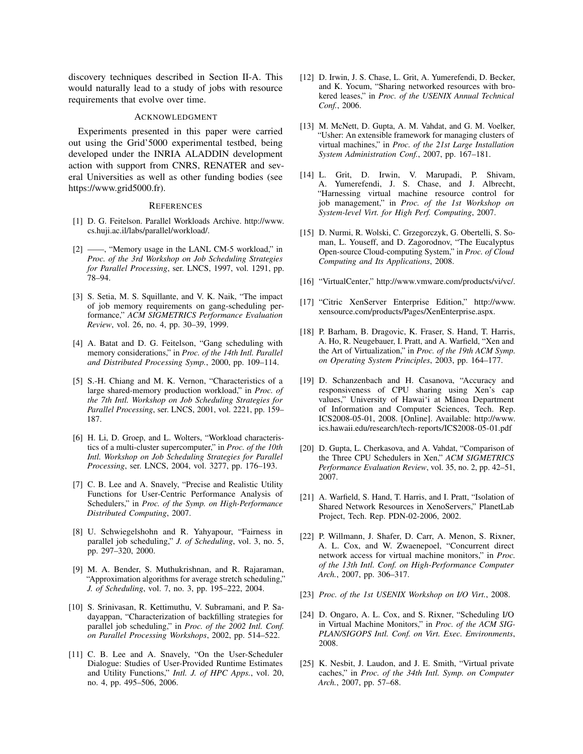discovery techniques described in Section II-A. This would naturally lead to a study of jobs with resource requirements that evolve over time.

## Acknowledgment

Experiments presented in this paper were carried out using the Grid'5000 experimental testbed, being developed under the INRIA ALADDIN development action with support from CNRS, RENATER and several Universities as well as other funding bodies (see https://www.grid5000.fr).

## References

[1] D. G. Feitelson. Parallel Workloads Archive. http://www.cs.huji.ac.il/labs/parallel/workload/.

[2] ——, "Memory usage in the LANL CM-5 workload," in *Proc. of the 3rd Workshop on Job Scheduling Strategies for Parallel Processing*, ser. LNCS, 1997, vol. 1291, pp. 78–94.

[3] S. Setia, M. S. Squillante, and V. K. Naik, "The impact of job memory requirements on gang-scheduling performance," *ACM SIGMETRICS Performance Evaluation Review*, vol. 26, no. 4, pp. 30–39, 1999.

[4] A. Batat and D. G. Feitelson, "Gang scheduling with memory considerations," in *Proc. of the 14th Intl. Parallel and Distributed Processing Symp.*, 2000, pp. 109–114.

[5] S.-H. Chiang and M. K. Vernon, "Characteristics of a large shared-memory production workload," in *Proc. of the 7th Intl. Workshop on Job Scheduling Strategies for Parallel Processing*, ser. LNCS, 2001, vol. 2221, pp. 159–187.

[6] H. Li, D. Groep, and L. Wolters, "Workload characteristics of a multi-cluster supercomputer," in *Proc. of the 10th Intl. Workshop on Job Scheduling Strategies for Parallel Processing*, ser. LNCS, 2004, vol. 3277, pp. 176–193.

[7] C. B. Lee and A. Snavely, "Precise and Realistic Utility Functions for User-Centric Performance Analysis of Schedulers," in *Proc. of the Symp. on High-Performance Distributed Computing*, 2007.

[8] U. Schwiegelshohn and R. Yahyapour, "Fairness in parallel job scheduling," *J. of Scheduling*, vol. 3, no. 5, pp. 297–320, 2000.

[9] M. A. Bender, S. Muthukrishnan, and R. Rajaraman, "Approximation algorithms for average stretch scheduling," *J. of Scheduling*, vol. 7, no. 3, pp. 195–222, 2004.

[10] S. Srinivasan, R. Kettimuthu, V. Subramani, and P. Sadayappan, "Characterization of backfilling strategies for parallel job scheduling," in *Proc. of the 2002 Intl. Conf. on Parallel Processing Workshops*, 2002, pp. 514–522.

[11] C. B. Lee and A. Snavely, "On the User-Scheduler Dialogue: Studies of User-Provided Runtime Estimates and Utility Functions," *Intl. J. of HPC Apps.*, vol. 20, no. 4, pp. 495–506, 2006.

[12] D. Irwin, J. S. Chase, L. Grit, A. Yumerefendi, D. Becker, and K. Yocum, "Sharing networked resources with brokered leases," in *Proc. of the USENIX Annual Technical Conf.*, 2006.

[13] M. McNett, D. Gupta, A. M. Vahdat, and G. M. Voelker, "Usher: An extensible framework for managing clusters of virtual machines," in *Proc. of the 21st Large Installation System Administration Conf.*, 2007, pp. 167–181.

[14] L. Grit, D. Irwin, V. Marupadi, P. Shivam, A. Yumerefendi, J. S. Chase, and J. Albrecht, "Harnessing virtual machine resource control for job management," in *Proc. of the 1st Workshop on System-level Virt. for High Perf. Computing*, 2007.

[15] D. Nurmi, R. Wolski, C. Grzegorczyk, G. Obertelli, S. Soman, L. Youseff, and D. Zagorodnov, "The Eucalyptus Open-source Cloud-computing System," in *Proc. of Cloud Computing and Its Applications*, 2008.

[16] "VirtualCenter," http://www.vmware.com/products/vi/vc/.

[17] "Citric XenServer Enterprise Edition," http://www.xensource.com/products/Pages/XenEnterprise.aspx.

[18] P. Barham, B. Dragovic, K. Fraser, S. Hand, T. Harris, A. Ho, R. Neugebauer, I. Pratt, and A. Warfield, "Xen and the Art of Virtualization," in *Proc. of the 19th ACM Symp. on Operating System Principles*, 2003, pp. 164–177.

[19] D. Schanzenbach and H. Casanova, "Accuracy and responsiveness of CPU sharing using Xen's cap values," University of Hawai'i at Mānoa Department of Information and Computer Sciences, Tech. Rep. ICS2008-05-01, 2008. [Online]. Available: http://www.ics.hawaii.edu/research/tech-reports/ICS2008-05-01.pdf

[20] D. Gupta, L. Cherkasova, and A. Vahdat, "Comparison of the Three CPU Schedulers in Xen," *ACM SIGMETRICS Performance Evaluation Review*, vol. 35, no. 2, pp. 42–51, 2007.

[21] A. Warfield, S. Hand, T. Harris, and I. Pratt, "Isolation of Shared Network Resources in XenoServers," PlanetLab Project, Tech. Rep. PDN-02-2006, 2002.

[22] P. Willmann, J. Shafer, D. Carr, A. Menon, S. Rixner, A. L. Cox, and W. Zwaenepoel, "Concurrent direct network access for virtual machine monitors," in *Proc. of the 13th Intl. Conf. on High-Performance Computer Arch.*, 2007, pp. 306–317.

[23] *Proc. of the 1st USENIX Workshop on I/O Virt.*, 2008.

[24] D. Ongaro, A. L. Cox, and S. Rixner, "Scheduling I/O in Virtual Machine Monitors," in *Proc. of the ACM SIGPLAN/SIGOPS Intl. Conf. on Virt. Exec. Environments*, 2008.

[25] K. Nesbit, J. Laudon, and J. E. Smith, "Virtual private caches," in *Proc. of the 34th Intl. Symp. on Computer Arch.*, 2007, pp. 57–68.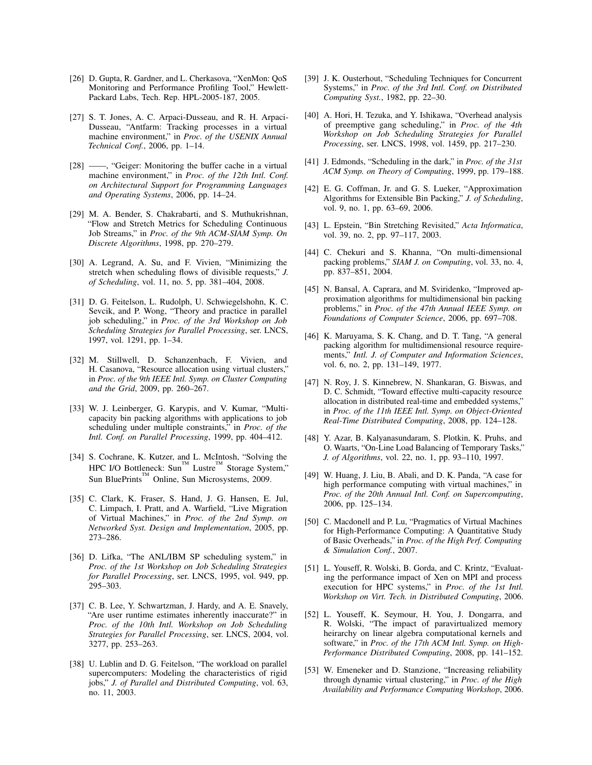[26] D. Gupta, R. Gardner, and L. Cherkasova, "XenMon: QoS Monitoring and Performance Profiling Tool," Hewlett-Packard Labs, Tech. Rep. HPL-2005-187, 2005.

[27] S. T. Jones, A. C. Arpaci-Dusseau, and R. H. Arpaci-Dusseau, "Antfarm: Tracking processes in a virtual machine environment," in *Proc. of the USENIX Annual Technical Conf.*, 2006, pp. 1–14.

[28] ——, "Geiger: Monitoring the buffer cache in a virtual machine environment," in *Proc. of the 12th Intl. Conf. on Architectural Support for Programming Languages and Operating Systems*, 2006, pp. 14–24.

[29] M. A. Bender, S. Chakrabarti, and S. Muthukrishnan, "Flow and Stretch Metrics for Scheduling Continuous Job Streams," in *Proc. of the 9th ACM-SIAM Symp. On Discrete Algorithms*, 1998, pp. 270–279.

[30] A. Legrand, A. Su, and F. Vivien, "Minimizing the stretch when scheduling flows of divisible requests," *J. of Scheduling*, vol. 11, no. 5, pp. 381–404, 2008.

[31] D. G. Feitelson, L. Rudolph, U. Schwiegelshohn, K. C. Sevcik, and P. Wong, "Theory and practice in parallel job scheduling," in *Proc. of the 3rd Workshop on Job Scheduling Strategies for Parallel Processing*, ser. LNCS, 1997, vol. 1291, pp. 1–34.

[32] M. Stillwell, D. Schanzenbach, F. Vivien, and H. Casanova, "Resource allocation using virtual clusters," in *Proc. of the 9th IEEE Intl. Symp. on Cluster Computing and the Grid*, 2009, pp. 260–267.

[33] W. J. Leinberger, G. Karypis, and V. Kumar, "Multi-capacity bin packing algorithms with applications to job scheduling under multiple constraints," in *Proc. of the Intl. Conf. on Parallel Processing*, 1999, pp. 404–412.

[34] S. Cochrane, K. Kutzer, and L. McIntosh, "Solving the HPC I/O Bottleneck: Sun™ Lustre™ Storage System," Sun BluePrints™ Online, Sun Microsystems, 2009.

[35] C. Clark, K. Fraser, S. Hand, J. G. Hansen, E. Jul, C. Limpach, I. Pratt, and A. Warfield, "Live Migration of Virtual Machines," in *Proc. of the 2nd Symp. on Networked Syst. Design and Implementation*, 2005, pp. 273–286.

[36] D. Lifka, "The ANL/IBM SP scheduling system," in *Proc. of the 1st Workshop on Job Scheduling Strategies for Parallel Processing*, ser. LNCS, 1995, vol. 949, pp. 295–303.

[37] C. B. Lee, Y. Schwartzman, J. Hardy, and A. E. Snavely, "Are user runtime estimates inherently inaccurate?" in *Proc. of the 10th Intl. Workshop on Job Scheduling Strategies for Parallel Processing*, ser. LNCS, 2004, vol. 3277, pp. 253–263.

[38] U. Lublin and D. G. Feitelson, "The workload on parallel supercomputers: Modeling the characteristics of rigid jobs," *J. of Parallel and Distributed Computing*, vol. 63, no. 11, 2003.

[39] J. K. Ousterhout, "Scheduling Techniques for Concurrent Systems," in *Proc. of the 3rd Intl. Conf. on Distributed Computing Syst.*, 1982, pp. 22–30.

[40] A. Hori, H. Tezuka, and Y. Ishikawa, "Overhead analysis of preemptive gang scheduling," in *Proc. of the 4th Workshop on Job Scheduling Strategies for Parallel Processing*, ser. LNCS, 1998, vol. 1459, pp. 217–230.

[41] J. Edmonds, "Scheduling in the dark," in *Proc. of the 31st ACM Symp. on Theory of Computing*, 1999, pp. 179–188.

[42] E. G. Coffman, Jr. and G. S. Lueker, "Approximation Algorithms for Extensible Bin Packing," *J. of Scheduling*, vol. 9, no. 1, pp. 63–69, 2006.

[43] L. Epstein, "Bin Stretching Revisited," *Acta Informatica*, vol. 39, no. 2, pp. 97–117, 2003.

[44] C. Chekuri and S. Khanna, "On multi-dimensional packing problems," *SIAM J. on Computing*, vol. 33, no. 4, pp. 837–851, 2004.

[45] N. Bansal, A. Caprara, and M. Sviridenko, "Improved approximation algorithms for multidimensional bin packing problems," in *Proc. of the 47th Annual IEEE Symp. on Foundations of Computer Science*, 2006, pp. 697–708.

[46] K. Maruyama, S. K. Chang, and D. T. Tang, "A general packing algorithm for multidimensional resource requirements," *Intl. J. of Computer and Information Sciences*, vol. 6, no. 2, pp. 131–149, 1977.

[47] N. Roy, J. S. Kinnebrew, N. Shankaran, G. Biswas, and D. C. Schmidt, "Toward effective multi-capacity resource allocation in distributed real-time and embedded systems," in *Proc. of the 11th IEEE Intl. Symp. on Object-Oriented Real-Time Distributed Computing*, 2008, pp. 124–128.

[48] Y. Azar, B. Kalyanasundaram, S. Plotkin, K. Pruhs, and O. Waarts, "On-Line Load Balancing of Temporary Tasks," *J. of Algorithms*, vol. 22, no. 1, pp. 93–110, 1997.

[49] W. Huang, J. Liu, B. Abali, and D. K. Panda, "A case for high performance computing with virtual machines," in *Proc. of the 20th Annual Intl. Conf. on Supercomputing*, 2006, pp. 125–134.

[50] C. Macdonell and P. Lu, "Pragmatics of Virtual Machines for High-Performance Computing: A Quantitative Study of Basic Overheads," in *Proc. of the High Perf. Computing & Simulation Conf.*, 2007.

[51] L. Youseff, R. Wolski, B. Gorda, and C. Krintz, "Evaluating the performance impact of Xen on MPI and process execution for HPC systems," in *Proc. of the 1st Intl. Workshop on Virt. Tech. in Distributed Computing*, 2006.

[52] L. Youseff, K. Seymour, H. You, J. Dongarra, and R. Wolski, "The impact of paravirtualized memory heirarchy on linear algebra computational kernels and software," in *Proc. of the 17th ACM Intl. Symp. on High-Performance Distributed Computing*, 2008, pp. 141–152.

[53] W. Emeneker and D. Stanzione, "Increasing reliability through dynamic virtual clustering," in *Proc. of the High Availability and Performance Computing Workshop*, 2006.